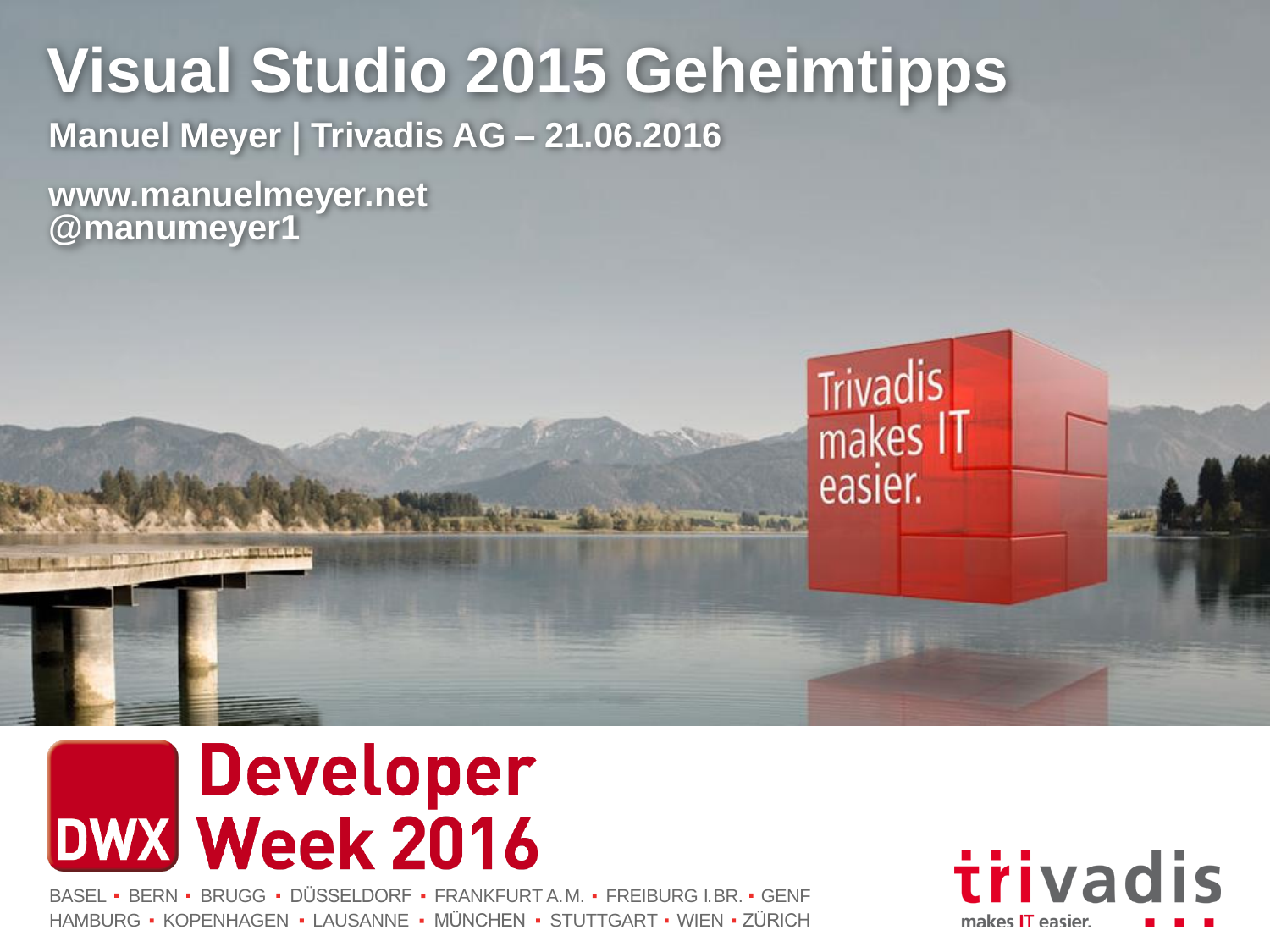# Visual Studio 2015 Geheimtipps

**Manuel Meyer | Trivadis AG – 21.06.2016**

**www.manuelmeyer.net**
**@manumeyer1**

Trivadis makes IT easier.

DWX Developer Week 2016

BASEL ▪ BERN ▪ BRUGG ▪ DÜSSELDORF ▪ FRANKFURT A.M. ▪ FREIBURG I.BR. ▪ GENF
HAMBURG ▪ KOPENHAGEN ▪ LAUSANNE ▪ MÜNCHEN ▪ STUTTGART ▪ WIEN ▪ ZÜRICH

trivadis makes IT easier.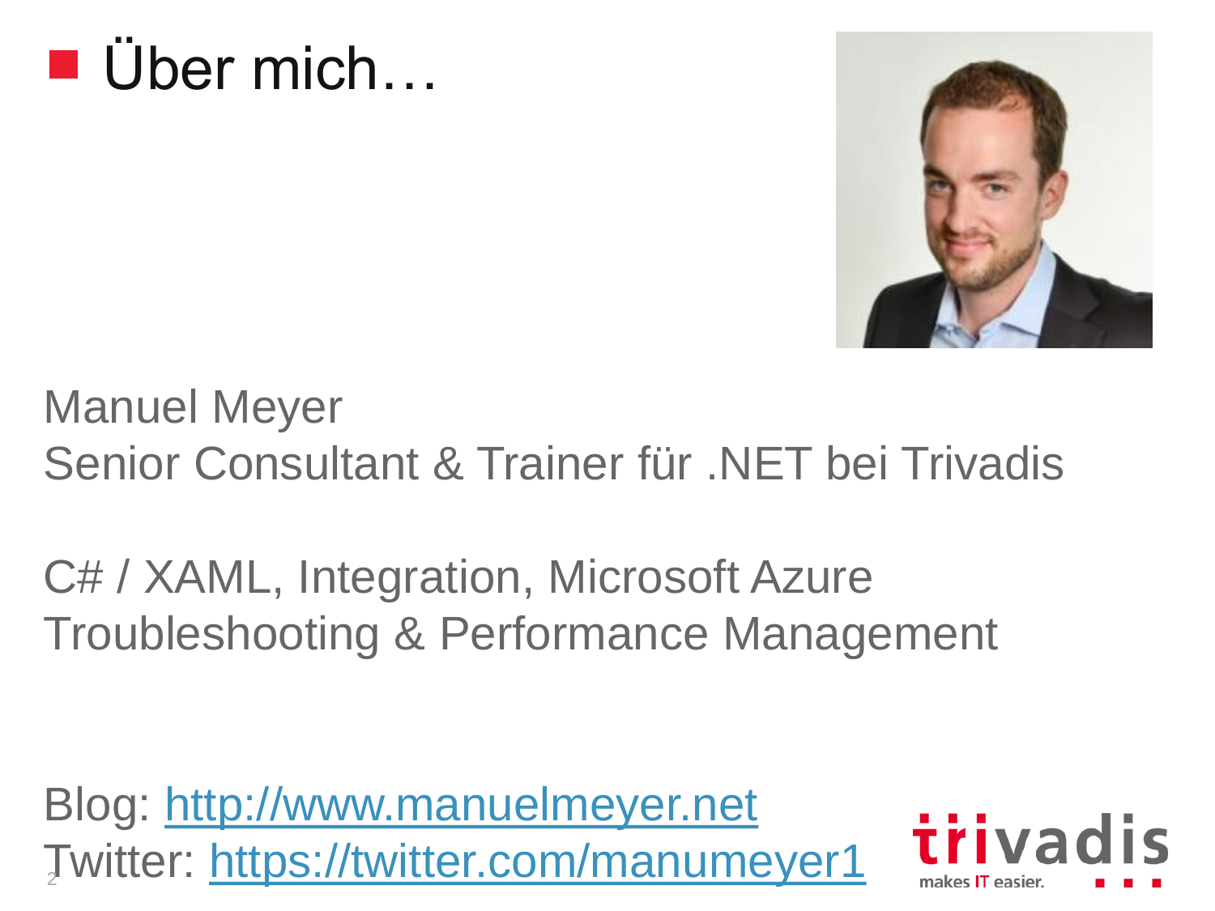# Über mich…

Manuel Meyer
Senior Consultant & Trainer für .NET bei Trivadis

C# / XAML, Integration, Microsoft Azure
Troubleshooting & Performance Management

Blog: http://www.manuelmeyer.net
Twitter: https://twitter.com/manumeyer1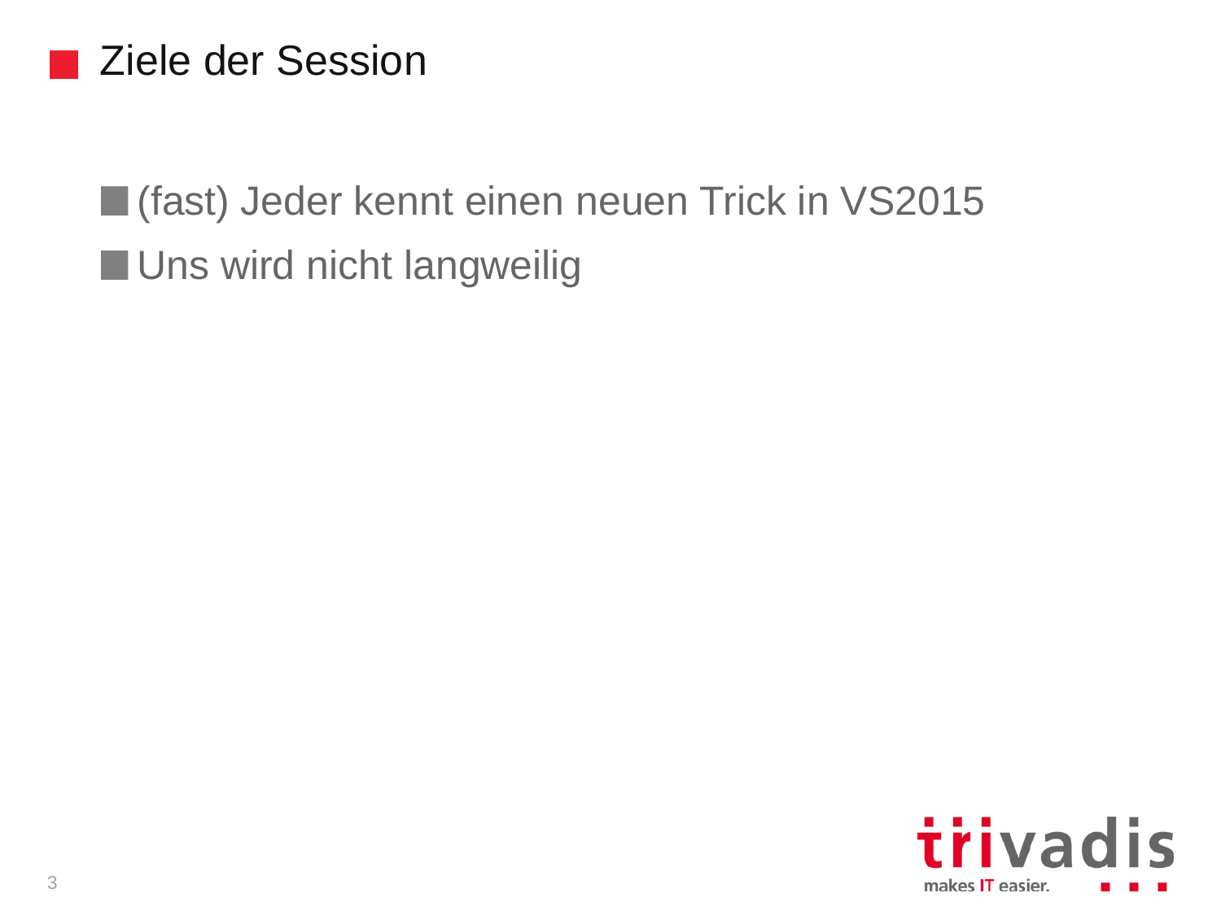# Ziele der Session

- (fast) Jeder kennt einen neuen Trick in VS2015
- Uns wird nicht langweilig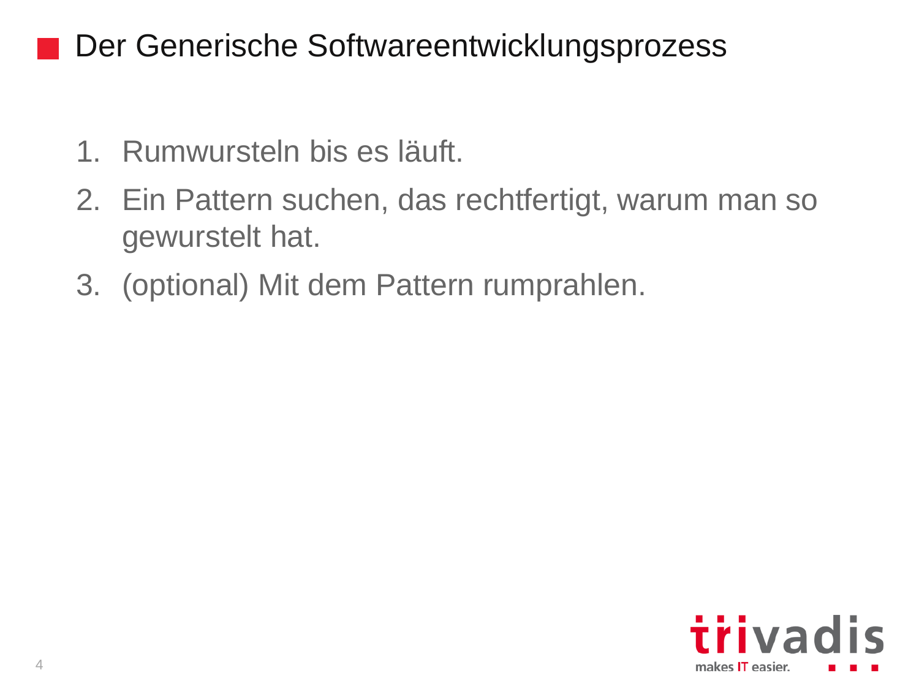## Der Generische Softwareentwicklungsprozess

1. Rumwursteln bis es läuft.
2. Ein Pattern suchen, das rechtfertigt, warum man so gewurstelt hat.
3. (optional) Mit dem Pattern rumprahlen.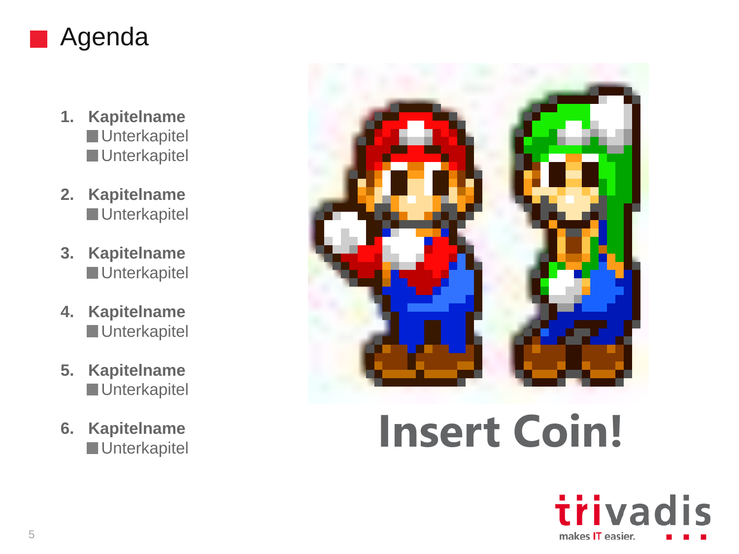# Agenda

1. **Kapitelname**
   - Unterkapitel
   - Unterkapitel
2. **Kapitelname**
   - Unterkapitel
3. **Kapitelname**
   - Unterkapitel
4. **Kapitelname**
   - Unterkapitel
5. **Kapitelname**
   - Unterkapitel
6. **Kapitelname**
   - Unterkapitel

**Insert Coin!**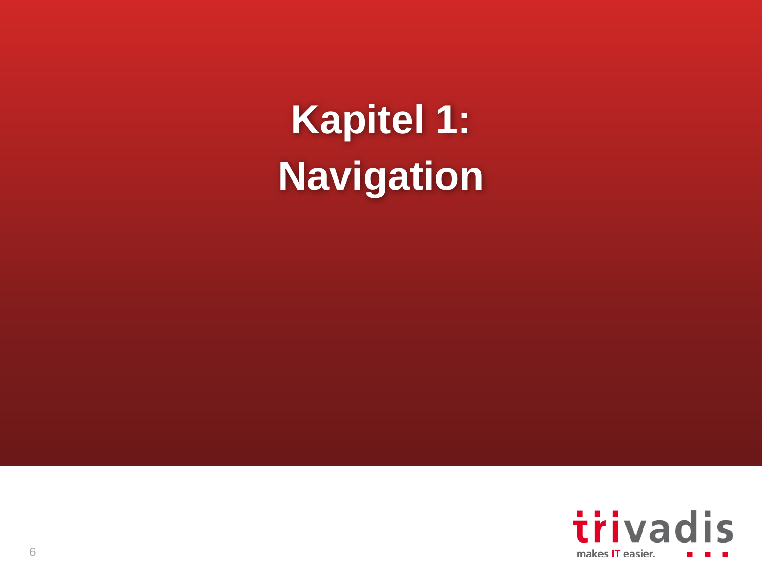# Kapitel 1: Navigation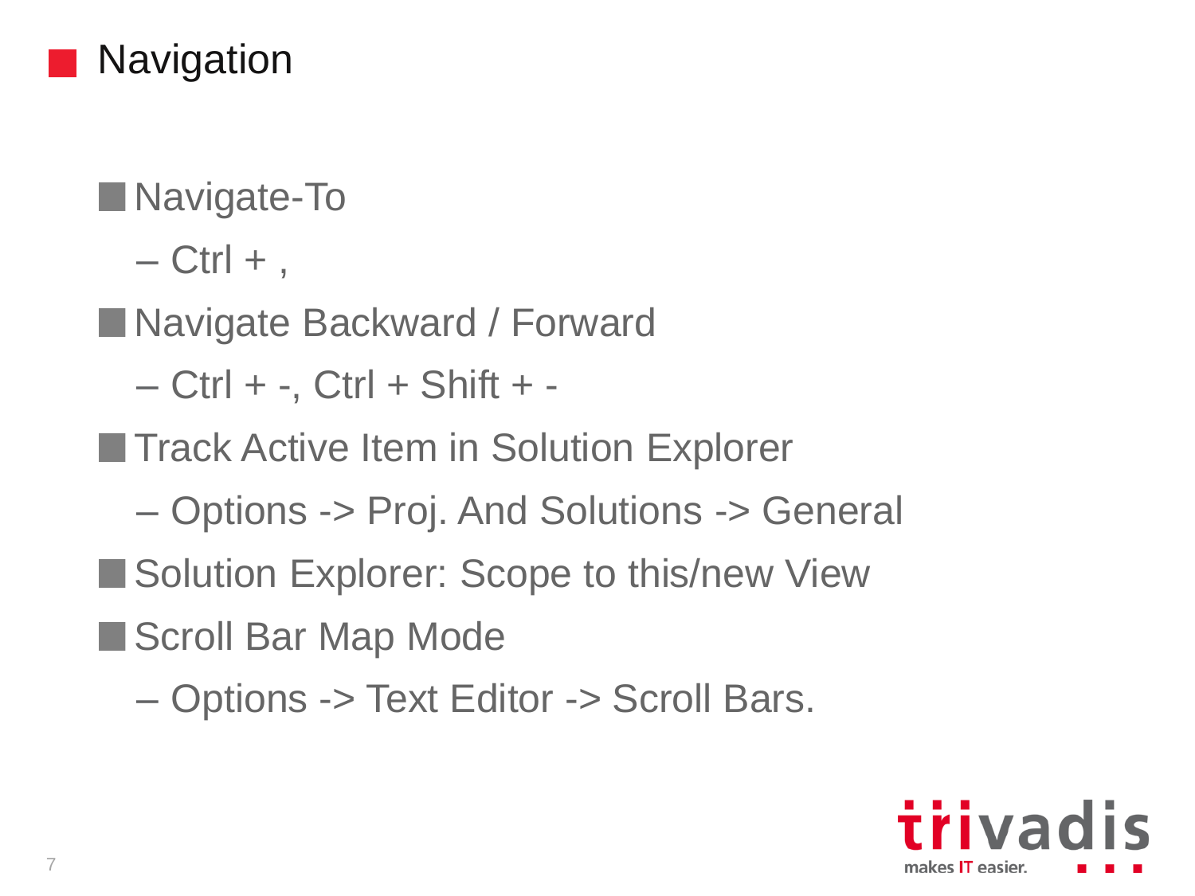# Navigation

- Navigate-To
  - Ctrl + ,
- Navigate Backward / Forward
  - Ctrl + -, Ctrl + Shift + -
- Track Active Item in Solution Explorer
  - Options -> Proj. And Solutions -> General
- Solution Explorer: Scope to this/new View
- Scroll Bar Map Mode
  - Options -> Text Editor -> Scroll Bars.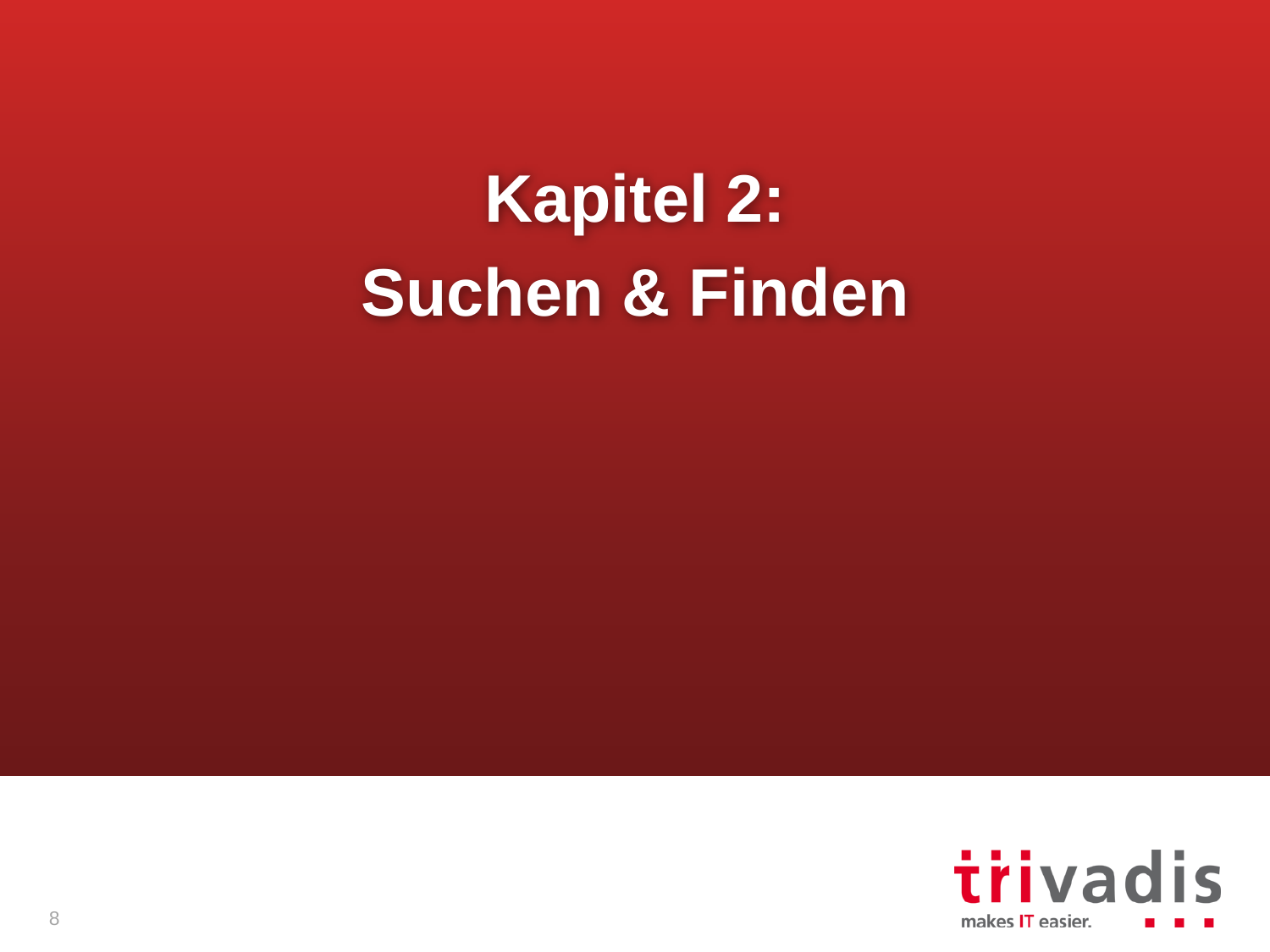# Kapitel 2: Suchen & Finden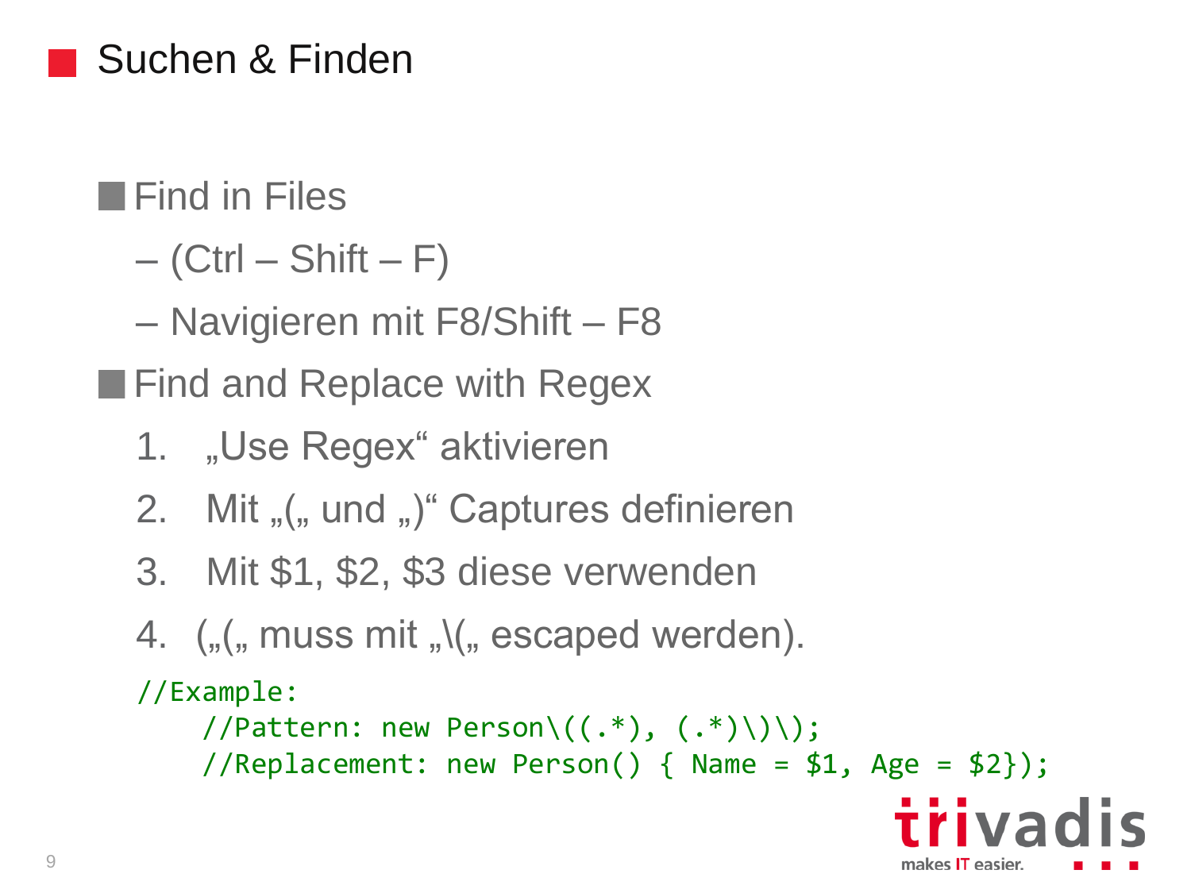# Suchen & Finden

- Find in Files
  - (Ctrl – Shift – F)
  - Navigieren mit F8/Shift – F8
- Find and Replace with Regex
  1. „Use Regex“ aktivieren
  2. Mit „(„ und „)“ Captures definieren
  3. Mit $1, $2, $3 diese verwenden
  4. („(„ muss mit „\(„ escaped werden).

```
//Example:
    //Pattern: new Person\((.*), (.*)\)\);
    //Replacement: new Person() { Name = $1, Age = $2});
```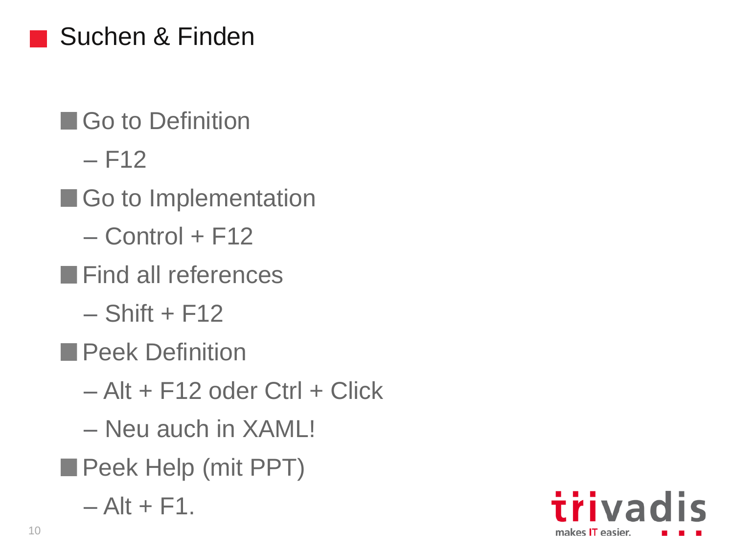# Suchen & Finden

- Go to Definition
  - F12
- Go to Implementation
  - Control + F12
- Find all references
  - Shift + F12
- Peek Definition
  - Alt + F12 oder Ctrl + Click
  - Neu auch in XAML!
- Peek Help (mit PPT)
  - Alt + F1.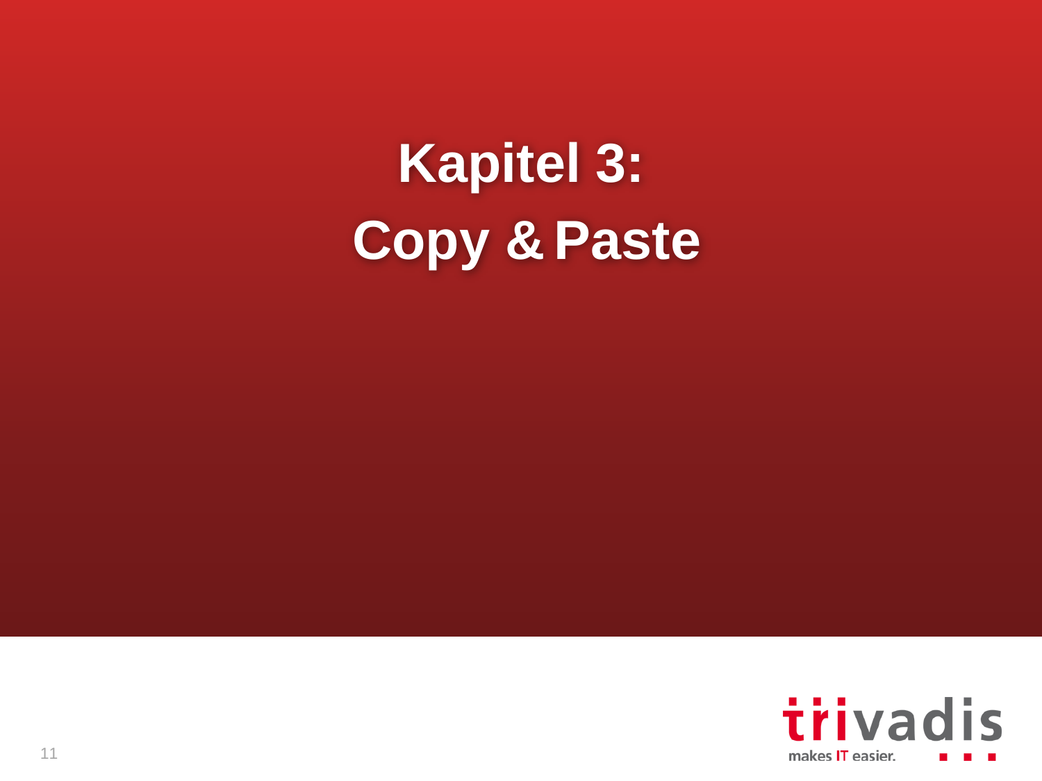# Kapitel 3:
# Copy & Paste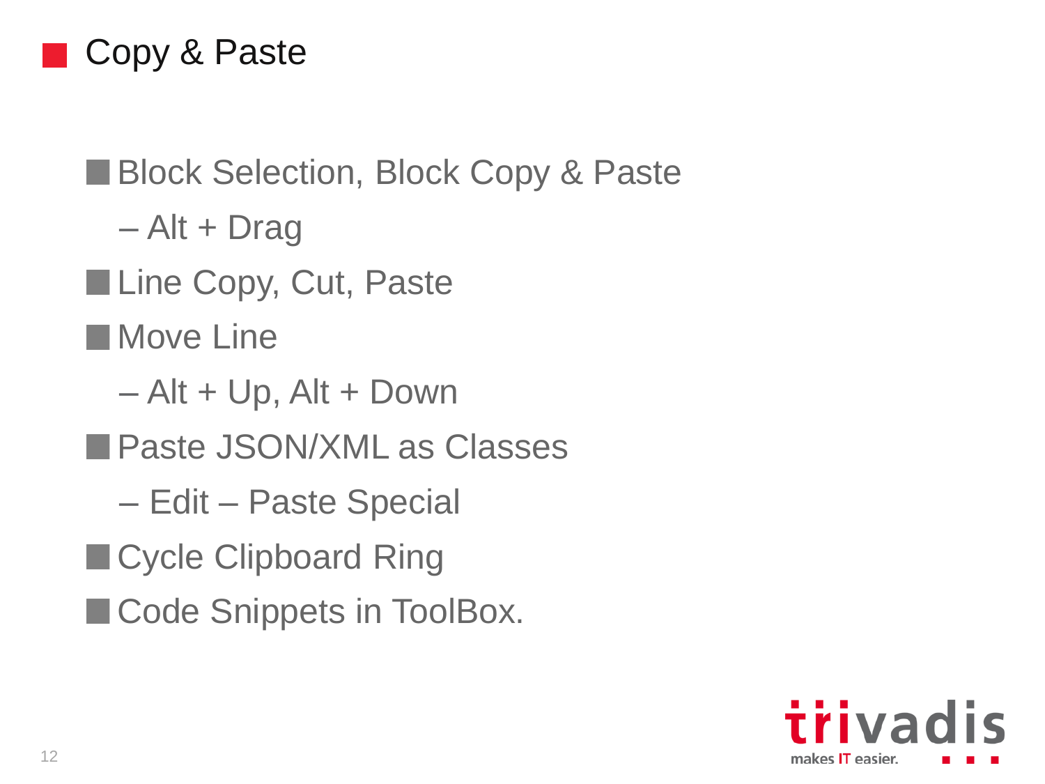# Copy & Paste

- Block Selection, Block Copy & Paste
  – Alt + Drag
- Line Copy, Cut, Paste
- Move Line
  – Alt + Up, Alt + Down
- Paste JSON/XML as Classes
  – Edit – Paste Special
- Cycle Clipboard Ring
- Code Snippets in ToolBox.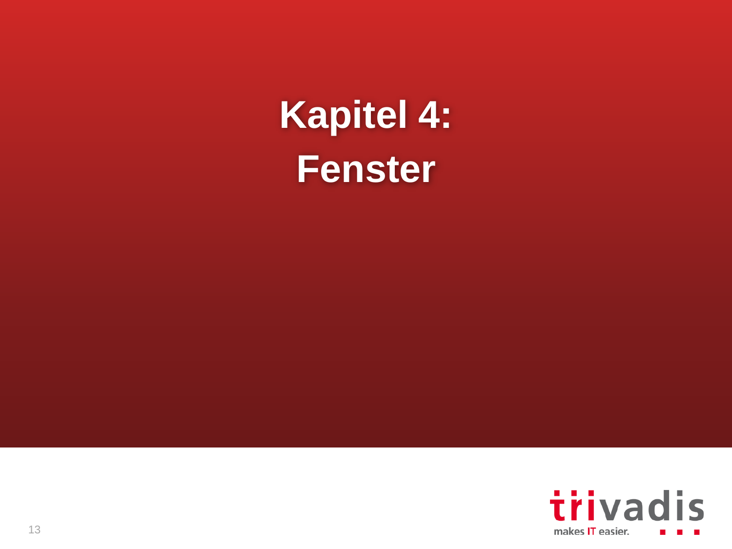# Kapitel 4: Fenster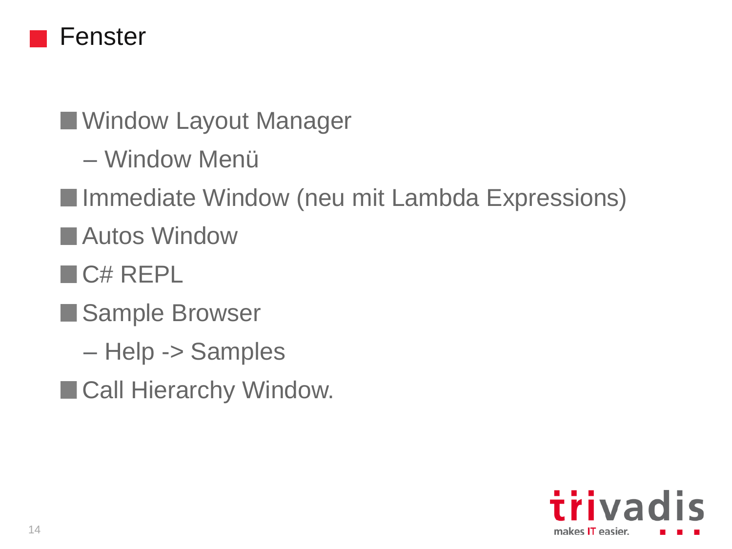# Fenster

- Window Layout Manager
  - Window Menü
- Immediate Window (neu mit Lambda Expressions)
- Autos Window
- C# REPL
- Sample Browser
  - Help -> Samples
- Call Hierarchy Window.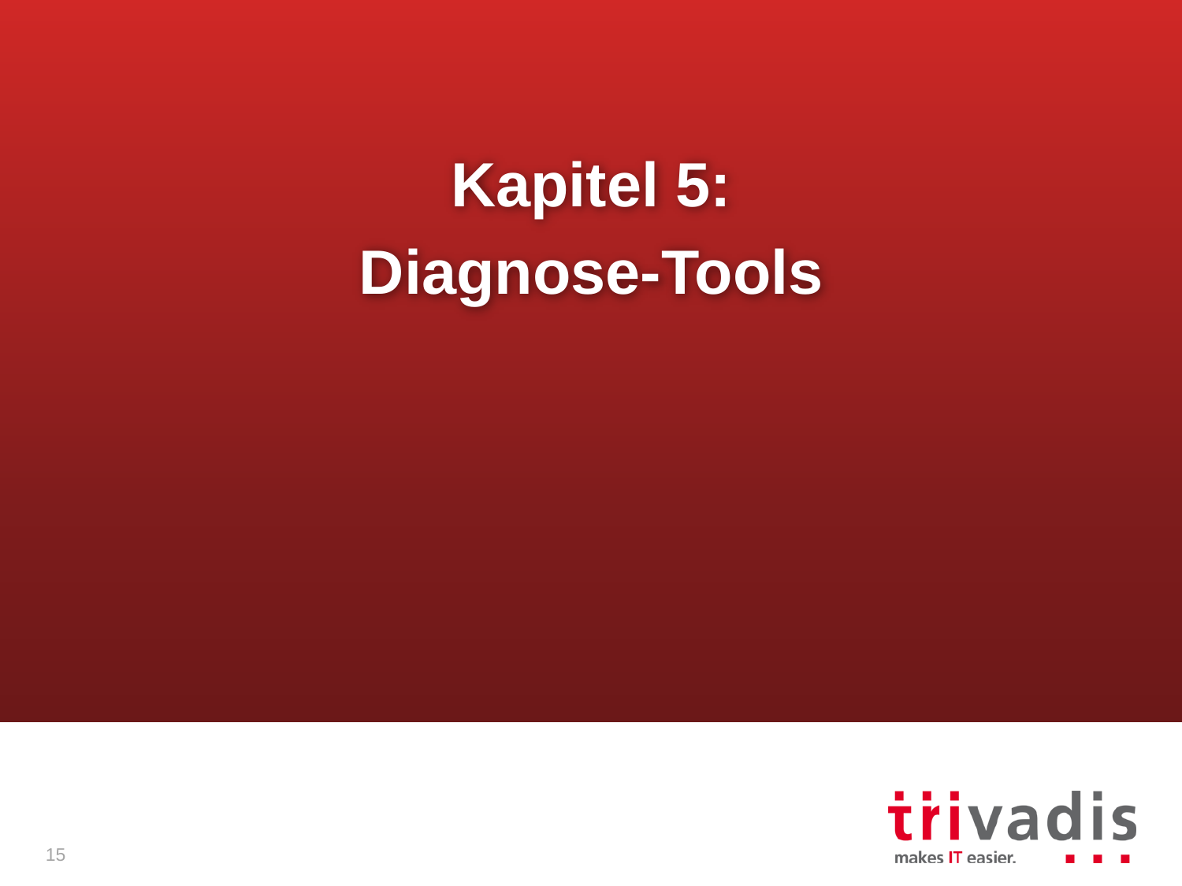# Kapitel 5: Diagnose-Tools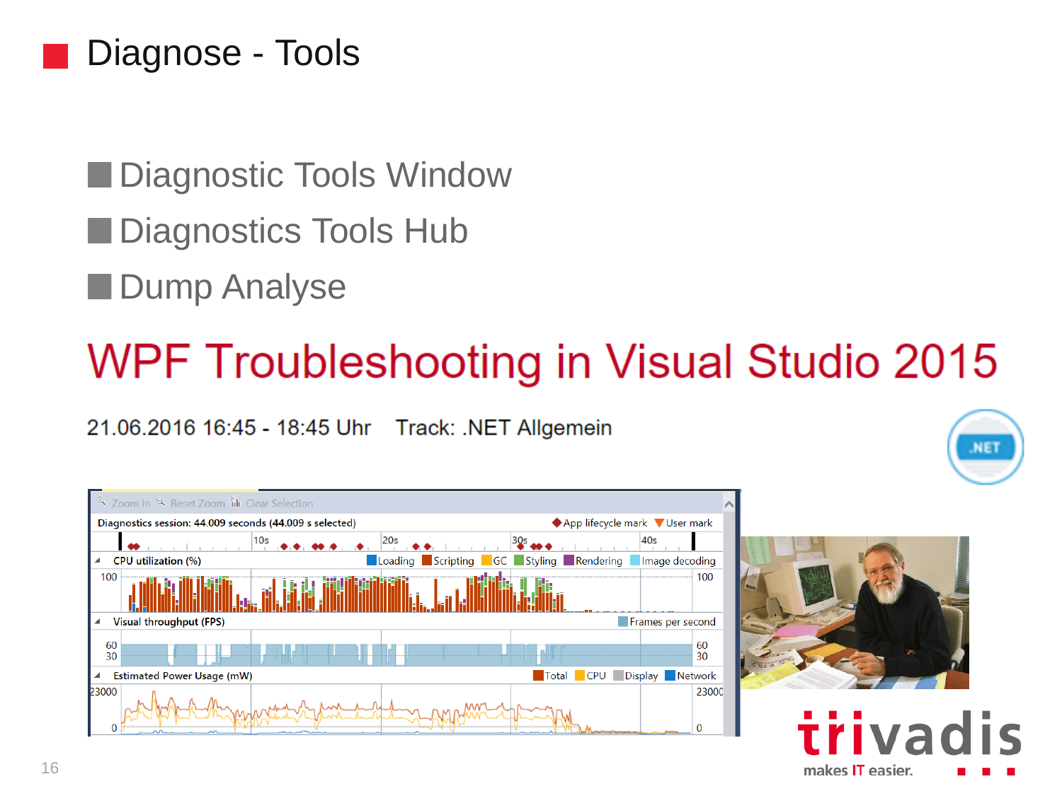# Diagnose - Tools

- Diagnostic Tools Window
- Diagnostics Tools Hub
- Dump Analyse

## WPF Troubleshooting in Visual Studio 2015

21.06.2016 16:45 - 18:45 Uhr Track: .NET Allgemein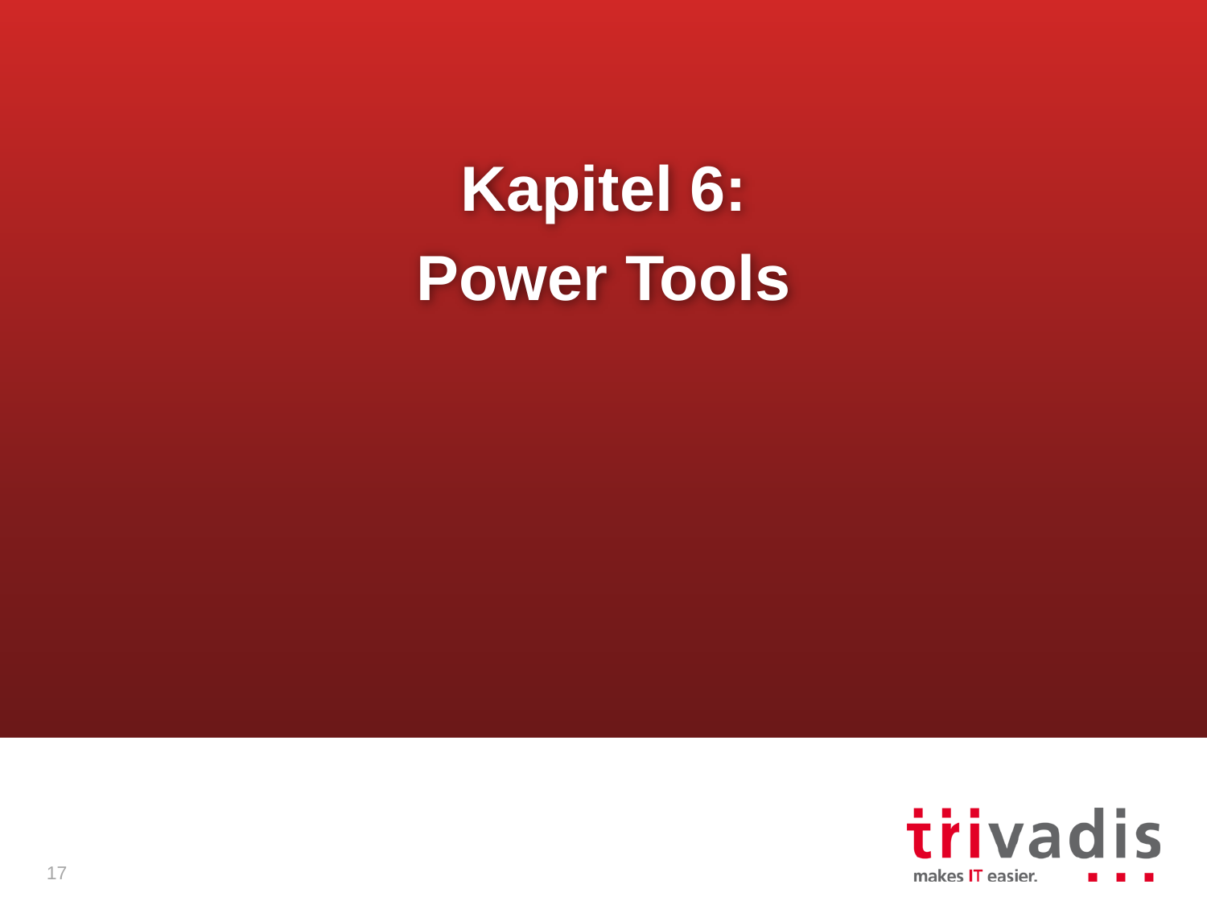# Kapitel 6:
# Power Tools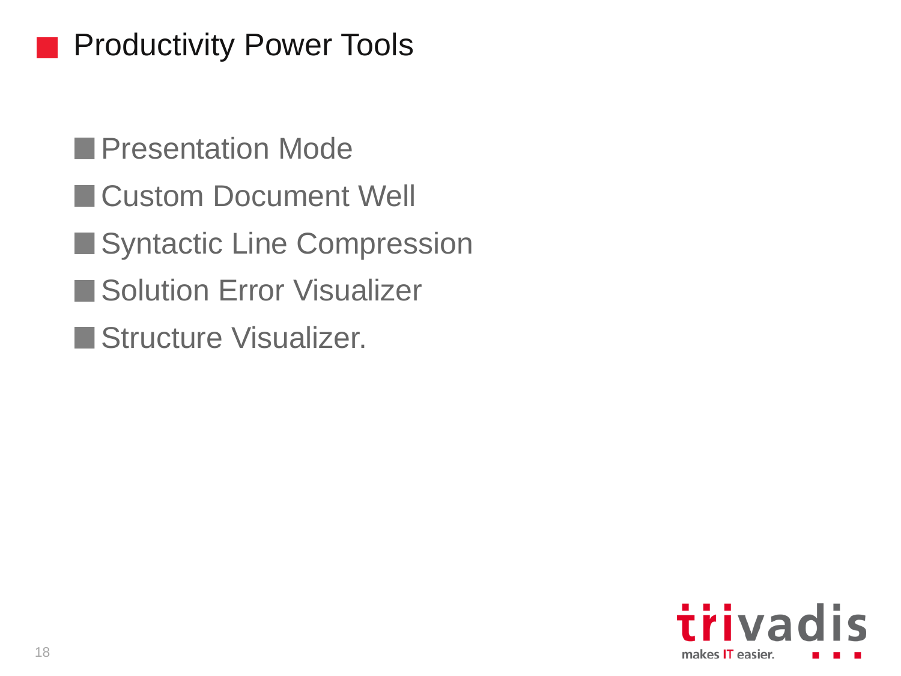# Productivity Power Tools

- Presentation Mode
- Custom Document Well
- Syntactic Line Compression
- Solution Error Visualizer
- Structure Visualizer.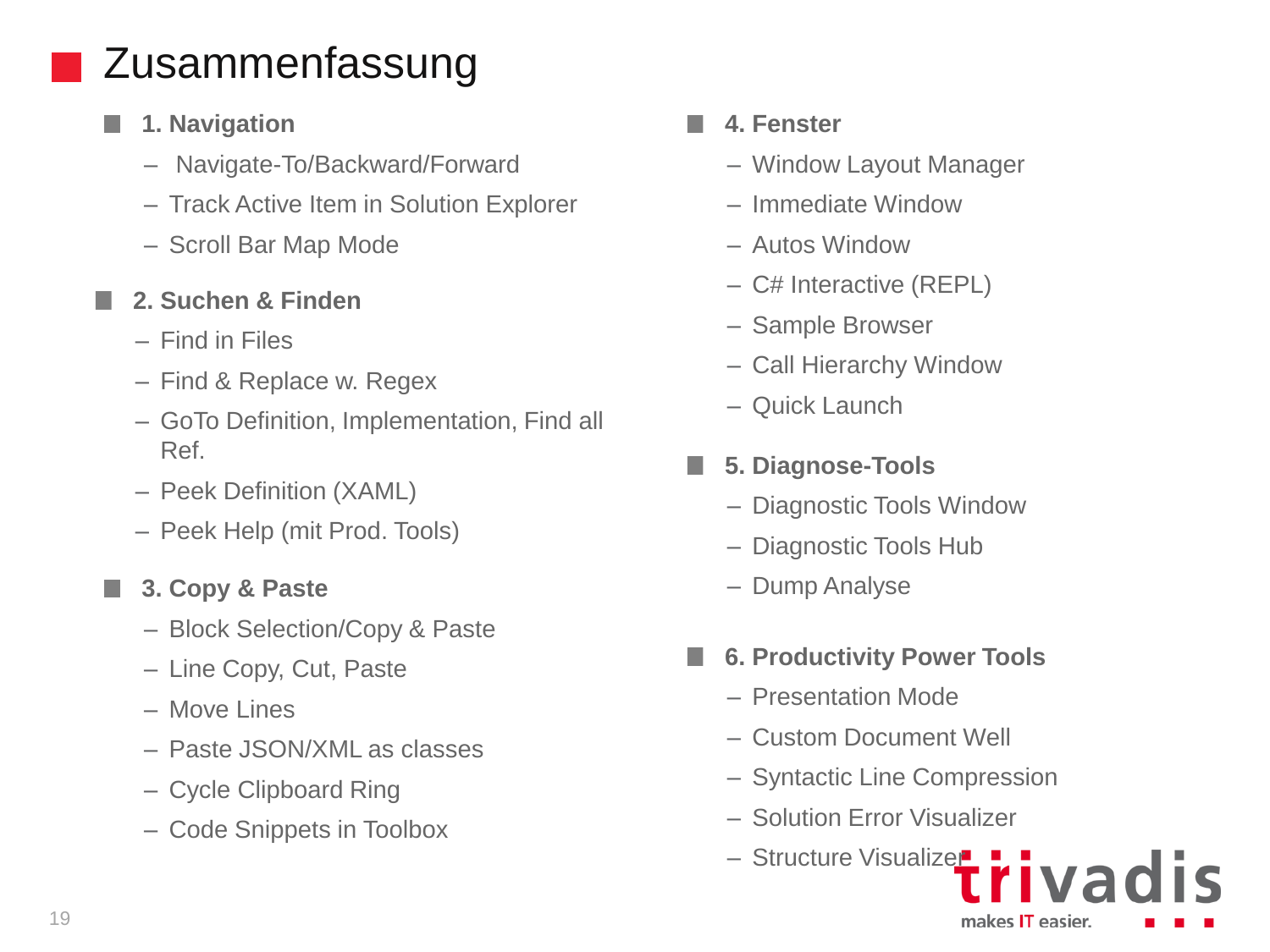# Zusammenfassung

- **1. Navigation**
  - Navigate-To/Backward/Forward
  - Track Active Item in Solution Explorer
  - Scroll Bar Map Mode
- **2. Suchen & Finden**
  - Find in Files
  - Find & Replace w. Regex
  - GoTo Definition, Implementation, Find all Ref.
  - Peek Definition (XAML)
  - Peek Help (mit Prod. Tools)
- **3. Copy & Paste**
  - Block Selection/Copy & Paste
  - Line Copy, Cut, Paste
  - Move Lines
  - Paste JSON/XML as classes
  - Cycle Clipboard Ring
  - Code Snippets in Toolbox
- **4. Fenster**
  - Window Layout Manager
  - Immediate Window
  - Autos Window
  - C# Interactive (REPL)
  - Sample Browser
  - Call Hierarchy Window
  - Quick Launch
- **5. Diagnose-Tools**
  - Diagnostic Tools Window
  - Diagnostic Tools Hub
  - Dump Analyse
- **6. Productivity Power Tools**
  - Presentation Mode
  - Custom Document Well
  - Syntactic Line Compression
  - Solution Error Visualizer
  - Structure Visualizer

trivadis makes IT easier.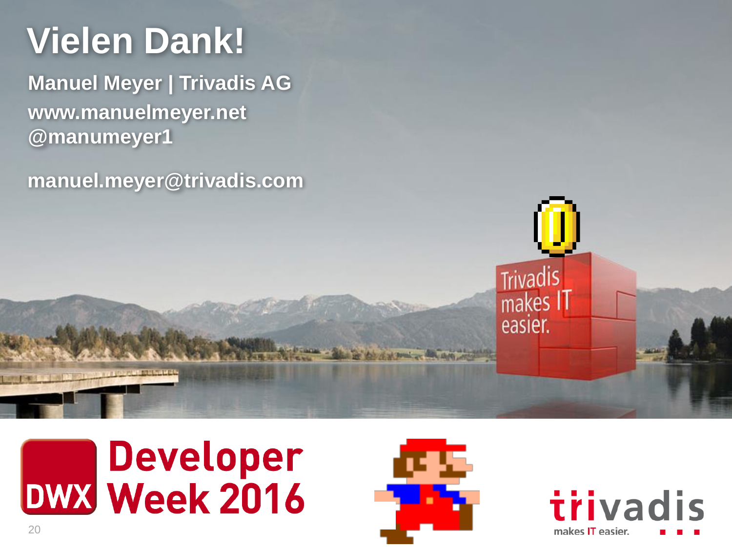# Vielen Dank!

**Manuel Meyer | Trivadis AG**

**www.manuelmeyer.net**
**@manumeyer1**

**manuel.meyer@trivadis.com**